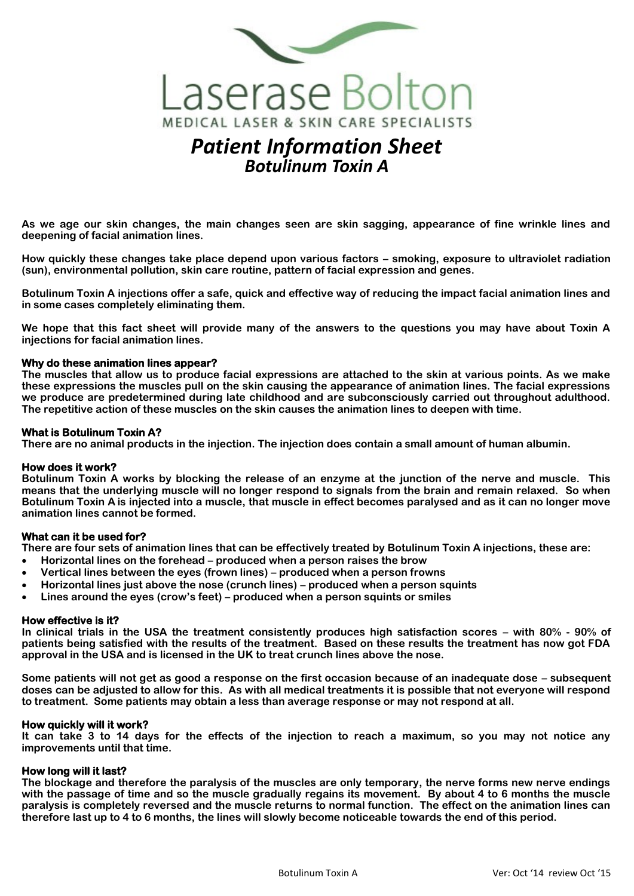# Laserase Bolton

MEDICAL LASER & SKIN CARE SPECIALISTS

# *Patient Information Sheet*

## *Botulinum Toxin A*

**As we age our skin changes, the main changes seen are skin sagging, appearance of fine wrinkle lines and deepening of facial animation lines.**

**How quickly these changes take place depend upon various factors – smoking, exposure to ultraviolet radiation (sun), environmental pollution, skin care routine, pattern of facial expression and genes.**

**Botulinum Toxin A injections offer a safe, quick and effective way of reducing the impact facial animation lines and in some cases completely eliminating them.**

**We hope that this fact sheet will provide many of the answers to the questions you may have about Toxin A injections for facial animation lines.**

### Why do these animation lines appear?

**The muscles that allow us to produce facial expressions are attached to the skin at various points. As we make these expressions the muscles pull on the skin causing the appearance of animation lines. The facial expressions we produce are predetermined during late childhood and are subconsciously carried out throughout adulthood. The repetitive action of these muscles on the skin causes the animation lines to deepen with time.**

### What is Botulinum Toxin A?

**There are no animal products in the injection. The injection does contain a small amount of human albumin.**

### How does it work?

**Botulinum Toxin A works by blocking the release of an enzyme at the junction of the nerve and muscle. This means that the underlying muscle will no longer respond to signals from the brain and remain relaxed. So when Botulinum Toxin A is injected into a muscle, that muscle in effect becomes paralysed and as it can no longer move animation lines cannot be formed.**

### What can it be used for?

**There are four sets of animation lines that can be effectively treated by Botulinum Toxin A injections, these are:**

- **Horizontal lines on the forehead – produced when a person raises the brow**
- **Vertical lines between the eyes (frown lines) – produced when a person frowns**
- **Horizontal lines just above the nose (crunch lines) – produced when a person squints**
- **Lines around the eyes (crow's feet) – produced when a person squints or smiles**

### How effective is it?

**In clinical trials in the USA the treatment consistently produces high satisfaction scores – with 80% - 90% of patients being satisfied with the results of the treatment. Based on these results the treatment has now got FDA approval in the USA and is licensed in the UK to treat crunch lines above the nose.**

**Some patients will not get as good a response on the first occasion because of an inadequate dose – subsequent doses can be adjusted to allow for this. As with all medical treatments it is possible that not everyone will respond to treatment. Some patients may obtain a less than average response or may not respond at all.**

### How quickly will it work?

**It can take 3 to 14 days for the effects of the injection to reach a maximum, so you may not notice any improvements until that time.**

### How long will it last?

**The blockage and therefore the paralysis of the muscles are only temporary, the nerve forms new nerve endings with the passage of time and so the muscle gradually regains its movement. By about 4 to 6 months the muscle paralysis is completely reversed and the muscle returns to normal function. The effect on the animation lines can therefore last up to 4 to 6 months, the lines will slowly become noticeable towards the end of this period.**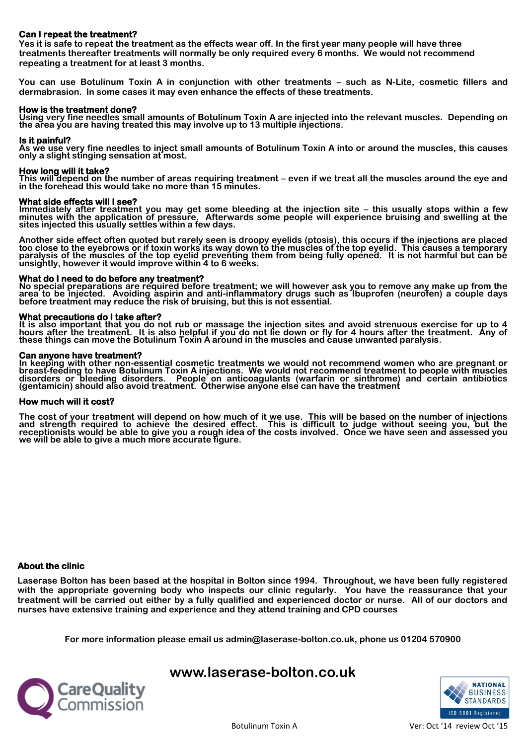**Can I repeat the treatment?**
Yes it is safe to repeat the treatment as the effects wear off. In the first year many people will have three treatments thereafter treatments will normally be only required every 6 months. We would not recommend repeating a treatment for at least 3 months.

You can use Botulinum Toxin A in conjunction with other treatments – such as N-Lite, cosmetic fillers and dermabrasion. In some cases it may even enhance the effects of these treatments.

**How is the treatment done?**
Using very fine needles small amounts of Botulinum Toxin A are injected into the relevant muscles. Depending on the area you are having treated this may involve up to 13 multiple injections.

**Is it painful?**
As we use very fine needles to inject small amounts of Botulinum Toxin A into or around the muscles, this causes only a slight stinging sensation at most.

**How long will it take?**
This will depend on the number of areas requiring treatment – even if we treat all the muscles around the eye and in the forehead this would take no more than 15 minutes.

**What side effects will I see?**
Immediately after treatment you may get some bleeding at the injection site – this usually stops within a few minutes with the application of pressure. Afterwards some people will experience bruising and swelling at the sites injected this usually settles within a few days.

Another side effect often quoted but rarely seen is droopy eyelids (ptosis), this occurs if the injections are placed too close to the eyebrows or if toxin works its way down to the muscles of the top eyelid. This causes a temporary paralysis of the muscles of the top eyelid preventing them from being fully opened. It is not harmful but can be unsightly, however it would improve within 4 to 6 weeks.

**What do I need to do before any treatment?**
No special preparations are required before treatment; we will however ask you to remove any make up from the area to be injected. Avoiding aspirin and anti-inflammatory drugs such as Ibuprofen (neurofen) a couple days before treatment may reduce the risk of bruising, but this is not essential.

**What precautions do I take after?**
It is also important that you do not rub or massage the injection sites and avoid strenuous exercise for up to 4 hours after the treatment. It is also helpful if you do not lie down or fly for 4 hours after the treatment. Any of these things can move the Botulinum Toxin A around in the muscles and cause unwanted paralysis.

**Can anyone have treatment?**
In keeping with other non-essential cosmetic treatments we would not recommend women who are pregnant or breast-feeding to have Botulinum Toxin A injections. We would not recommend treatment to people with muscles disorders or bleeding disorders. People on anticoagulants (warfarin or sinthrome) and certain antibiotics (gentamicin) should also avoid treatment. Otherwise anyone else can have the treatment

**How much will it cost?**

The cost of your treatment will depend on how much of it we use. This will be based on the number of injections and strength required to achieve the desired effect. This is difficult to judge without seeing you, but the receptionists would be able to give you a rough idea of the costs involved. Once we have seen and assessed you we will be able to give a much more accurate figure.

**About the clinic**

Laserase Bolton has been based at the hospital in Bolton since 1994. Throughout, we have been fully registered with the appropriate governing body who inspects our clinic regularly. You have the reassurance that your treatment will be carried out either by a fully qualified and experienced doctor or nurse. All of our doctors and nurses have extensive training and experience and they attend training and CPD courses

**For more information please email us admin@laserase-bolton.co.uk, phone us 01204 570900**

## www.laserase-bolton.co.uk

Care Quality Commission

NATIONAL BUSINESS STANDARDS ISO 9001 Registered

Botulinum Toxin A    Ver: Oct '14 review Oct '15